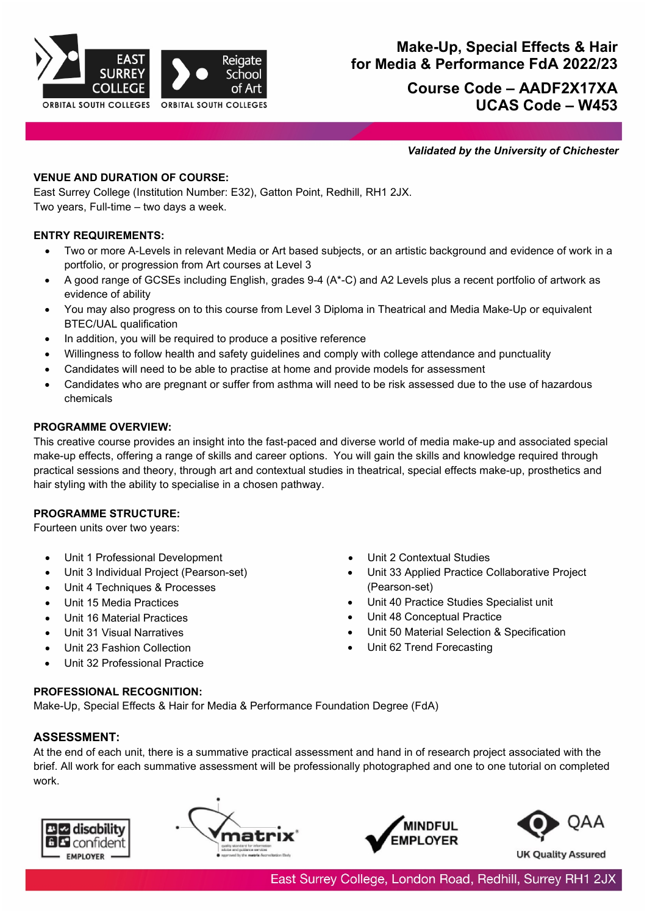# Make-Up, Special Effects & Hair for Media & Performance FdA 2022/23

## Course Code – AADF2X17XA
## UCAS Code – W453

***Validated by the University of Chichester***

**VENUE AND DURATION OF COURSE:**
East Surrey College (Institution Number: E32), Gatton Point, Redhill, RH1 2JX.
Two years, Full-time – two days a week.

**ENTRY REQUIREMENTS:**

- Two or more A-Levels in relevant Media or Art based subjects, or an artistic background and evidence of work in a portfolio, or progression from Art courses at Level 3
- A good range of GCSEs including English, grades 9-4 (A*-C) and A2 Levels plus a recent portfolio of artwork as evidence of ability
- You may also progress on to this course from Level 3 Diploma in Theatrical and Media Make-Up or equivalent BTEC/UAL qualification
- In addition, you will be required to produce a positive reference
- Willingness to follow health and safety guidelines and comply with college attendance and punctuality
- Candidates will need to be able to practise at home and provide models for assessment
- Candidates who are pregnant or suffer from asthma will need to be risk assessed due to the use of hazardous chemicals

**PROGRAMME OVERVIEW:**
This creative course provides an insight into the fast-paced and diverse world of media make-up and associated special make-up effects, offering a range of skills and career options. You will gain the skills and knowledge required through practical sessions and theory, through art and contextual studies in theatrical, special effects make-up, prosthetics and hair styling with the ability to specialise in a chosen pathway.

**PROGRAMME STRUCTURE:**
Fourteen units over two years:

- Unit 1 Professional Development
- Unit 3 Individual Project (Pearson-set)
- Unit 4 Techniques & Processes
- Unit 15 Media Practices
- Unit 16 Material Practices
- Unit 31 Visual Narratives
- Unit 23 Fashion Collection
- Unit 32 Professional Practice
- Unit 2 Contextual Studies
- Unit 33 Applied Practice Collaborative Project (Pearson-set)
- Unit 40 Practice Studies Specialist unit
- Unit 48 Conceptual Practice
- Unit 50 Material Selection & Specification
- Unit 62 Trend Forecasting

**PROFESSIONAL RECOGNITION:**
Make-Up, Special Effects & Hair for Media & Performance Foundation Degree (FdA)

**ASSESSMENT:**
At the end of each unit, there is a summative practical assessment and hand in of research project associated with the brief. All work for each summative assessment will be professionally photographed and one to one tutorial on completed work.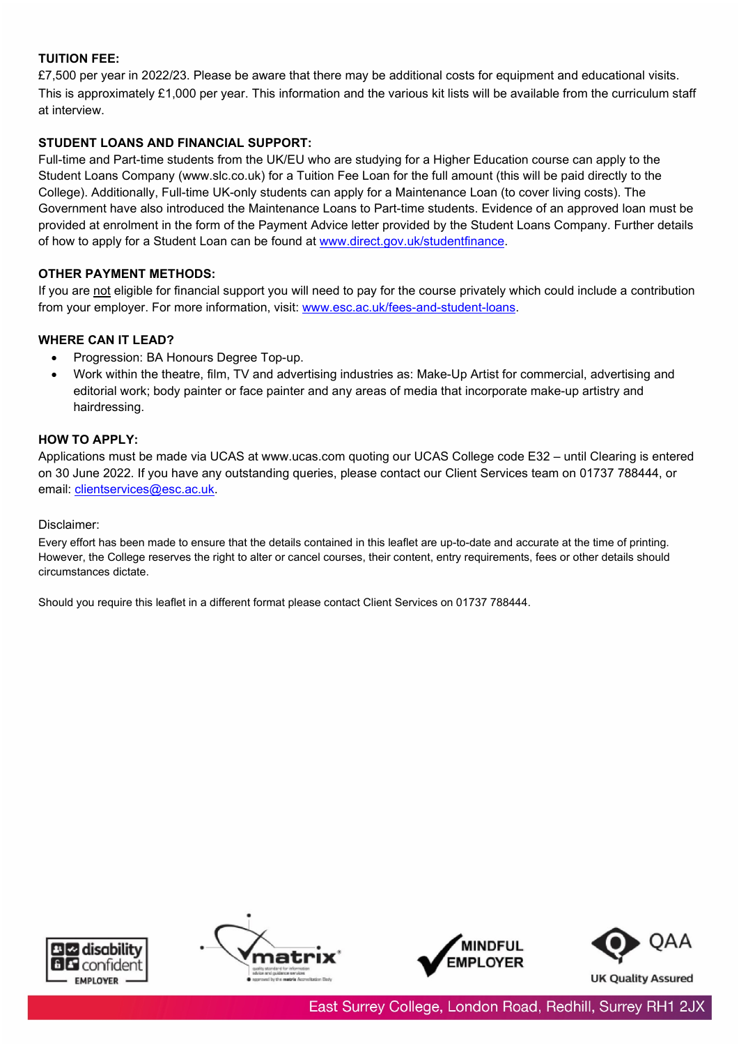**TUITION FEE:**
£7,500 per year in 2022/23. Please be aware that there may be additional costs for equipment and educational visits. This is approximately £1,000 per year. This information and the various kit lists will be available from the curriculum staff at interview.

**STUDENT LOANS AND FINANCIAL SUPPORT:**
Full-time and Part-time students from the UK/EU who are studying for a Higher Education course can apply to the Student Loans Company (www.slc.co.uk) for a Tuition Fee Loan for the full amount (this will be paid directly to the College). Additionally, Full-time UK-only students can apply for a Maintenance Loan (to cover living costs). The Government have also introduced the Maintenance Loans to Part-time students. Evidence of an approved loan must be provided at enrolment in the form of the Payment Advice letter provided by the Student Loans Company. Further details of how to apply for a Student Loan can be found at www.direct.gov.uk/studentfinance.

**OTHER PAYMENT METHODS:**
If you are not eligible for financial support you will need to pay for the course privately which could include a contribution from your employer. For more information, visit: www.esc.ac.uk/fees-and-student-loans.

**WHERE CAN IT LEAD?**

- Progression: BA Honours Degree Top-up.
- Work within the theatre, film, TV and advertising industries as: Make-Up Artist for commercial, advertising and editorial work; body painter or face painter and any areas of media that incorporate make-up artistry and hairdressing.

**HOW TO APPLY:**
Applications must be made via UCAS at www.ucas.com quoting our UCAS College code E32 – until Clearing is entered on 30 June 2022. If you have any outstanding queries, please contact our Client Services team on 01737 788444, or email: clientservices@esc.ac.uk.

Disclaimer:

Every effort has been made to ensure that the details contained in this leaflet are up-to-date and accurate at the time of printing. However, the College reserves the right to alter or cancel courses, their content, entry requirements, fees or other details should circumstances dictate.

Should you require this leaflet in a different format please contact Client Services on 01737 788444.

East Surrey College, London Road, Redhill, Surrey RH1 2JX